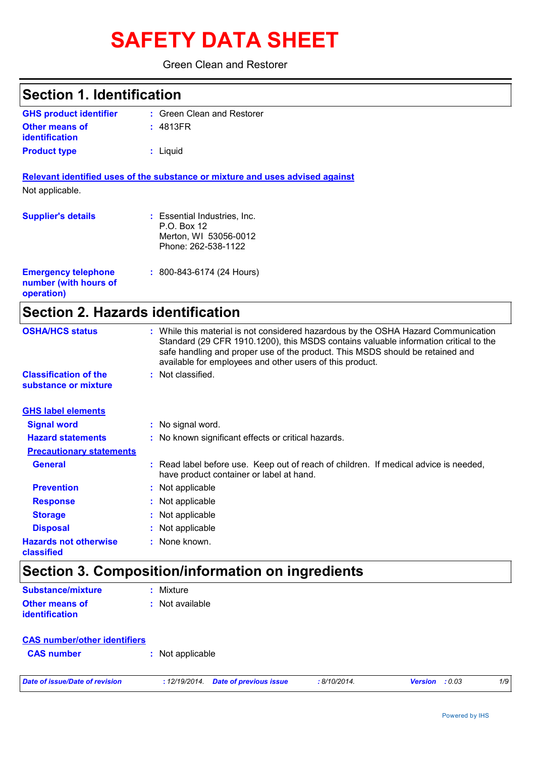# SAFETY DATA SHEET

Green Clean and Restorer

## Section 1. Identification

| | |
|---|---|
| **GHS product identifier** | : Green Clean and Restorer |
| **Other means of identification** | : 4813FR |
| **Product type** | : Liquid |

**Relevant identified uses of the substance or mixture and uses advised against**

Not applicable.

| | |
|---|---|
| **Supplier's details** | : Essential Industries, Inc.<br>P.O. Box 12<br>Merton, WI 53056-0012<br>Phone: 262-538-1122 |
| **Emergency telephone number (with hours of operation)** | : 800-843-6174 (24 Hours) |

## Section 2. Hazards identification

| | |
|---|---|
| **OSHA/HCS status** | : While this material is not considered hazardous by the OSHA Hazard Communication Standard (29 CFR 1910.1200), this MSDS contains valuable information critical to the safe handling and proper use of the product. This MSDS should be retained and available for employees and other users of this product. |
| **Classification of the substance or mixture** | : Not classified. |

**GHS label elements**

| | |
|---|---|
| **Signal word** | : No signal word. |
| **Hazard statements** | : No known significant effects or critical hazards. |

**Precautionary statements**

| | |
|---|---|
| **General** | : Read label before use. Keep out of reach of children. If medical advice is needed, have product container or label at hand. |
| **Prevention** | : Not applicable |
| **Response** | : Not applicable |
| **Storage** | : Not applicable |
| **Disposal** | : Not applicable |
| **Hazards not otherwise classified** | : None known. |

## Section 3. Composition/information on ingredients

| | |
|---|---|
| **Substance/mixture** | : Mixture |
| **Other means of identification** | : Not available |

**CAS number/other identifiers**

| | |
|---|---|
| **CAS number** | : Not applicable |

*Date of issue/Date of revision : 12/19/2014. Date of previous issue : 8/10/2014. Version : 0.03*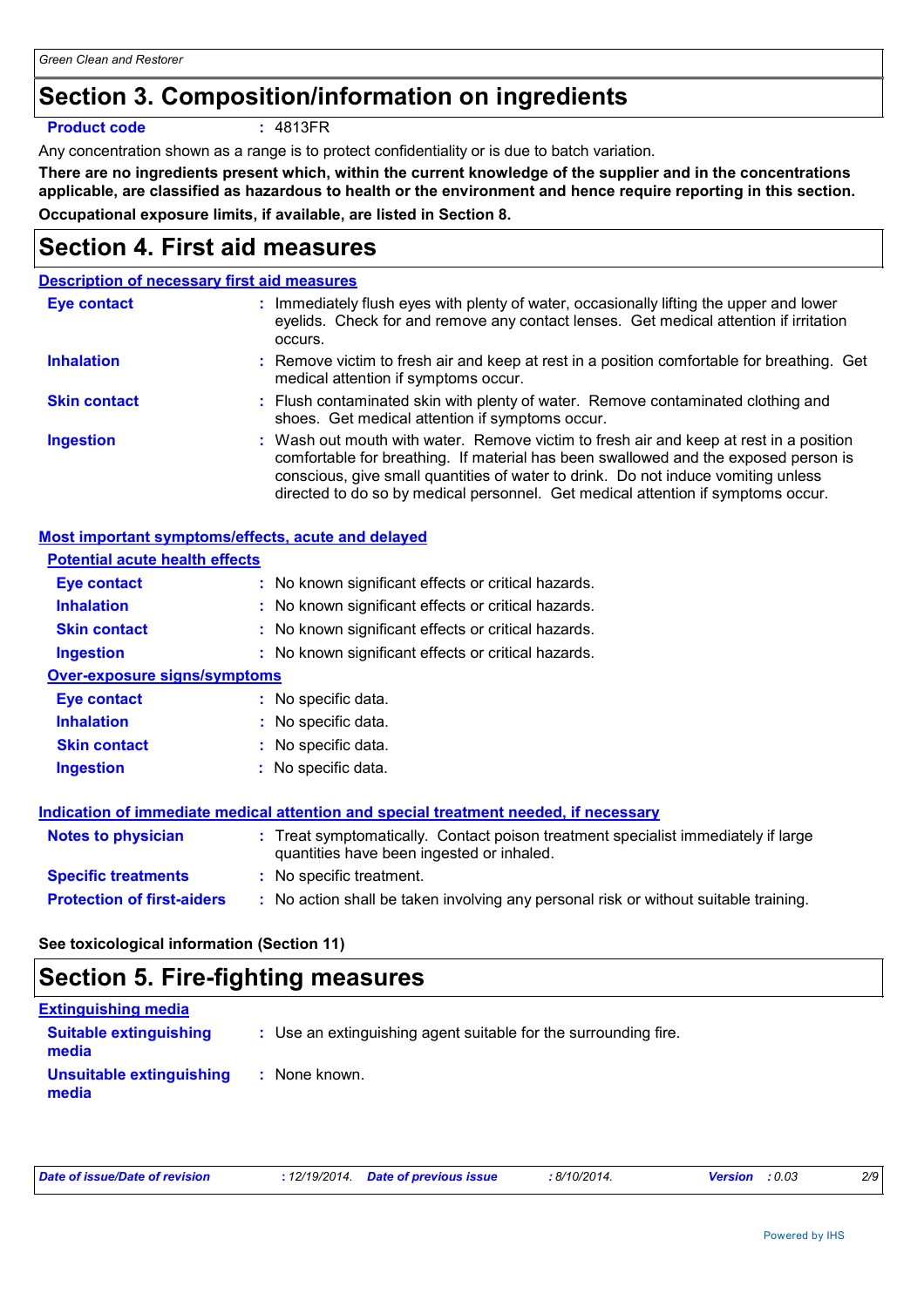# Section 3. Composition/information on ingredients

**Product code** : 4813FR

Any concentration shown as a range is to protect confidentiality or is due to batch variation.

**There are no ingredients present which, within the current knowledge of the supplier and in the concentrations applicable, are classified as hazardous to health or the environment and hence require reporting in this section.**

**Occupational exposure limits, if available, are listed in Section 8.**

# Section 4. First aid measures

## Description of necessary first aid measures

**Eye contact** : Immediately flush eyes with plenty of water, occasionally lifting the upper and lower eyelids. Check for and remove any contact lenses. Get medical attention if irritation occurs.

**Inhalation** : Remove victim to fresh air and keep at rest in a position comfortable for breathing. Get medical attention if symptoms occur.

**Skin contact** : Flush contaminated skin with plenty of water. Remove contaminated clothing and shoes. Get medical attention if symptoms occur.

**Ingestion** : Wash out mouth with water. Remove victim to fresh air and keep at rest in a position comfortable for breathing. If material has been swallowed and the exposed person is conscious, give small quantities of water to drink. Do not induce vomiting unless directed to do so by medical personnel. Get medical attention if symptoms occur.

## Most important symptoms/effects, acute and delayed

### Potential acute health effects

**Eye contact** : No known significant effects or critical hazards.

**Inhalation** : No known significant effects or critical hazards.

**Skin contact** : No known significant effects or critical hazards.

**Ingestion** : No known significant effects or critical hazards.

### Over-exposure signs/symptoms

**Eye contact** : No specific data.

**Inhalation** : No specific data.

**Skin contact** : No specific data.

**Ingestion** : No specific data.

## Indication of immediate medical attention and special treatment needed, if necessary

**Notes to physician** : Treat symptomatically. Contact poison treatment specialist immediately if large quantities have been ingested or inhaled.

**Specific treatments** : No specific treatment.

**Protection of first-aiders** : No action shall be taken involving any personal risk or without suitable training.

**See toxicological information (Section 11)**

# Section 5. Fire-fighting measures

## Extinguishing media

**Suitable extinguishing media** : Use an extinguishing agent suitable for the surrounding fire.

**Unsuitable extinguishing media** : None known.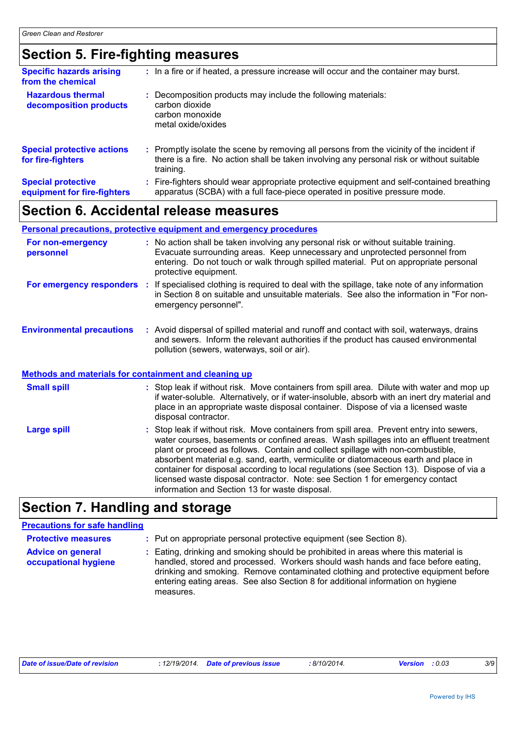## Section 5. Fire-fighting measures

| | |
|---|---|
| **Specific hazards arising from the chemical** | In a fire or if heated, a pressure increase will occur and the container may burst. |
| **Hazardous thermal decomposition products** | Decomposition products may include the following materials:<br>carbon dioxide<br>carbon monoxide<br>metal oxide/oxides |
| **Special protective actions for fire-fighters** | Promptly isolate the scene by removing all persons from the vicinity of the incident if there is a fire. No action shall be taken involving any personal risk or without suitable training. |
| **Special protective equipment for fire-fighters** | Fire-fighters should wear appropriate protective equipment and self-contained breathing apparatus (SCBA) with a full face-piece operated in positive pressure mode. |

## Section 6. Accidental release measures

### Personal precautions, protective equipment and emergency procedures

| | |
|---|---|
| **For non-emergency personnel** | No action shall be taken involving any personal risk or without suitable training. Evacuate surrounding areas. Keep unnecessary and unprotected personnel from entering. Do not touch or walk through spilled material. Put on appropriate personal protective equipment. |
| **For emergency responders** | If specialised clothing is required to deal with the spillage, take note of any information in Section 8 on suitable and unsuitable materials. See also the information in "For non-emergency personnel". |
| **Environmental precautions** | Avoid dispersal of spilled material and runoff and contact with soil, waterways, drains and sewers. Inform the relevant authorities if the product has caused environmental pollution (sewers, waterways, soil or air). |

### Methods and materials for containment and cleaning up

| | |
|---|---|
| **Small spill** | Stop leak if without risk. Move containers from spill area. Dilute with water and mop up if water-soluble. Alternatively, or if water-insoluble, absorb with an inert dry material and place in an appropriate waste disposal container. Dispose of via a licensed waste disposal contractor. |
| **Large spill** | Stop leak if without risk. Move containers from spill area. Prevent entry into sewers, water courses, basements or confined areas. Wash spillages into an effluent treatment plant or proceed as follows. Contain and collect spillage with non-combustible, absorbent material e.g. sand, earth, vermiculite or diatomaceous earth and place in container for disposal according to local regulations (see Section 13). Dispose of via a licensed waste disposal contractor. Note: see Section 1 for emergency contact information and Section 13 for waste disposal. |

## Section 7. Handling and storage

### Precautions for safe handling

| | |
|---|---|
| **Protective measures** | Put on appropriate personal protective equipment (see Section 8). |
| **Advice on general occupational hygiene** | Eating, drinking and smoking should be prohibited in areas where this material is handled, stored and processed. Workers should wash hands and face before eating, drinking and smoking. Remove contaminated clothing and protective equipment before entering eating areas. See also Section 8 for additional information on hygiene measures. |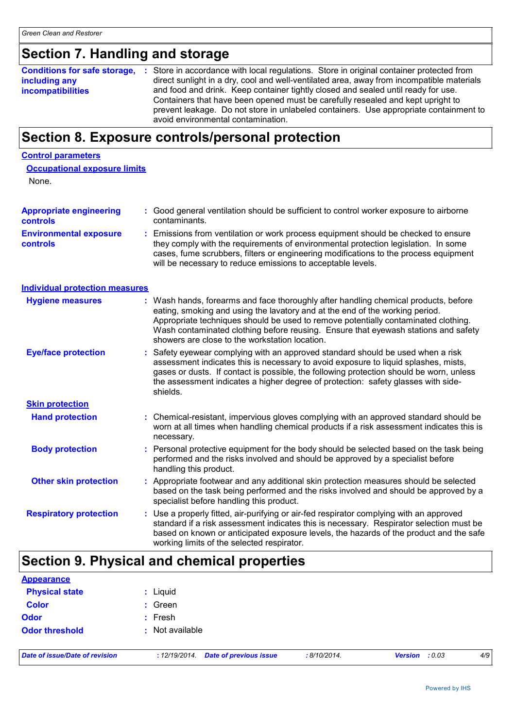## Section 7. Handling and storage

**Conditions for safe storage, including any incompatibilities** : Store in accordance with local regulations. Store in original container protected from direct sunlight in a dry, cool and well-ventilated area, away from incompatible materials and food and drink. Keep container tightly closed and sealed until ready for use. Containers that have been opened must be carefully resealed and kept upright to prevent leakage. Do not store in unlabeled containers. Use appropriate containment to avoid environmental contamination.

## Section 8. Exposure controls/personal protection

### Control parameters

#### Occupational exposure limits

None.

**Appropriate engineering controls** : Good general ventilation should be sufficient to control worker exposure to airborne contaminants.

**Environmental exposure controls** : Emissions from ventilation or work process equipment should be checked to ensure they comply with the requirements of environmental protection legislation. In some cases, fume scrubbers, filters or engineering modifications to the process equipment will be necessary to reduce emissions to acceptable levels.

### Individual protection measures

**Hygiene measures** : Wash hands, forearms and face thoroughly after handling chemical products, before eating, smoking and using the lavatory and at the end of the working period. Appropriate techniques should be used to remove potentially contaminated clothing. Wash contaminated clothing before reusing. Ensure that eyewash stations and safety showers are close to the workstation location.

**Eye/face protection** : Safety eyewear complying with an approved standard should be used when a risk assessment indicates this is necessary to avoid exposure to liquid splashes, mists, gases or dusts. If contact is possible, the following protection should be worn, unless the assessment indicates a higher degree of protection: safety glasses with side-shields.

#### Skin protection

**Hand protection** : Chemical-resistant, impervious gloves complying with an approved standard should be worn at all times when handling chemical products if a risk assessment indicates this is necessary.

**Body protection** : Personal protective equipment for the body should be selected based on the task being performed and the risks involved and should be approved by a specialist before handling this product.

**Other skin protection** : Appropriate footwear and any additional skin protection measures should be selected based on the task being performed and the risks involved and should be approved by a specialist before handling this product.

**Respiratory protection** : Use a properly fitted, air-purifying or air-fed respirator complying with an approved standard if a risk assessment indicates this is necessary. Respirator selection must be based on known or anticipated exposure levels, the hazards of the product and the safe working limits of the selected respirator.

## Section 9. Physical and chemical properties

### Appearance

**Physical state** : Liquid

**Color** : Green

**Odor** : Fresh

**Odor threshold** : Not available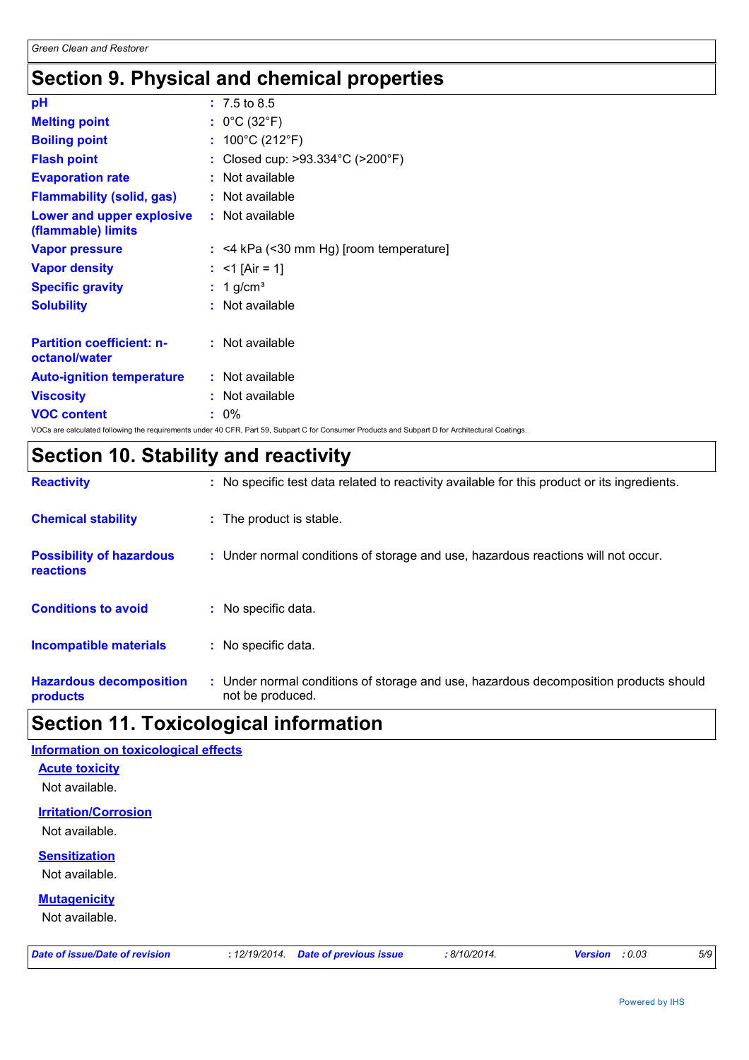# Section 9. Physical and chemical properties

| | |
|---|---|
| **pH** | : 7.5 to 8.5 |
| **Melting point** | : 0°C (32°F) |
| **Boiling point** | : 100°C (212°F) |
| **Flash point** | : Closed cup: >93.334°C (>200°F) |
| **Evaporation rate** | : Not available |
| **Flammability (solid, gas)** | : Not available |
| **Lower and upper explosive (flammable) limits** | : Not available |
| **Vapor pressure** | : <4 kPa (<30 mm Hg) [room temperature] |
| **Vapor density** | : <1 [Air = 1] |
| **Specific gravity** | : 1 g/cm³ |
| **Solubility** | : Not available |
| **Partition coefficient: n-octanol/water** | : Not available |
| **Auto-ignition temperature** | : Not available |
| **Viscosity** | : Not available |
| **VOC content** | : 0% |

VOCs are calculated following the requirements under 40 CFR, Part 59, Subpart C for Consumer Products and Subpart D for Architectural Coatings.

# Section 10. Stability and reactivity

| | |
|---|---|
| **Reactivity** | : No specific test data related to reactivity available for this product or its ingredients. |
| **Chemical stability** | : The product is stable. |
| **Possibility of hazardous reactions** | : Under normal conditions of storage and use, hazardous reactions will not occur. |
| **Conditions to avoid** | : No specific data. |
| **Incompatible materials** | : No specific data. |
| **Hazardous decomposition products** | : Under normal conditions of storage and use, hazardous decomposition products should not be produced. |

# Section 11. Toxicological information

## Information on toxicological effects

### Acute toxicity

Not available.

### Irritation/Corrosion

Not available.

### Sensitization

Not available.

### Mutagenicity

Not available.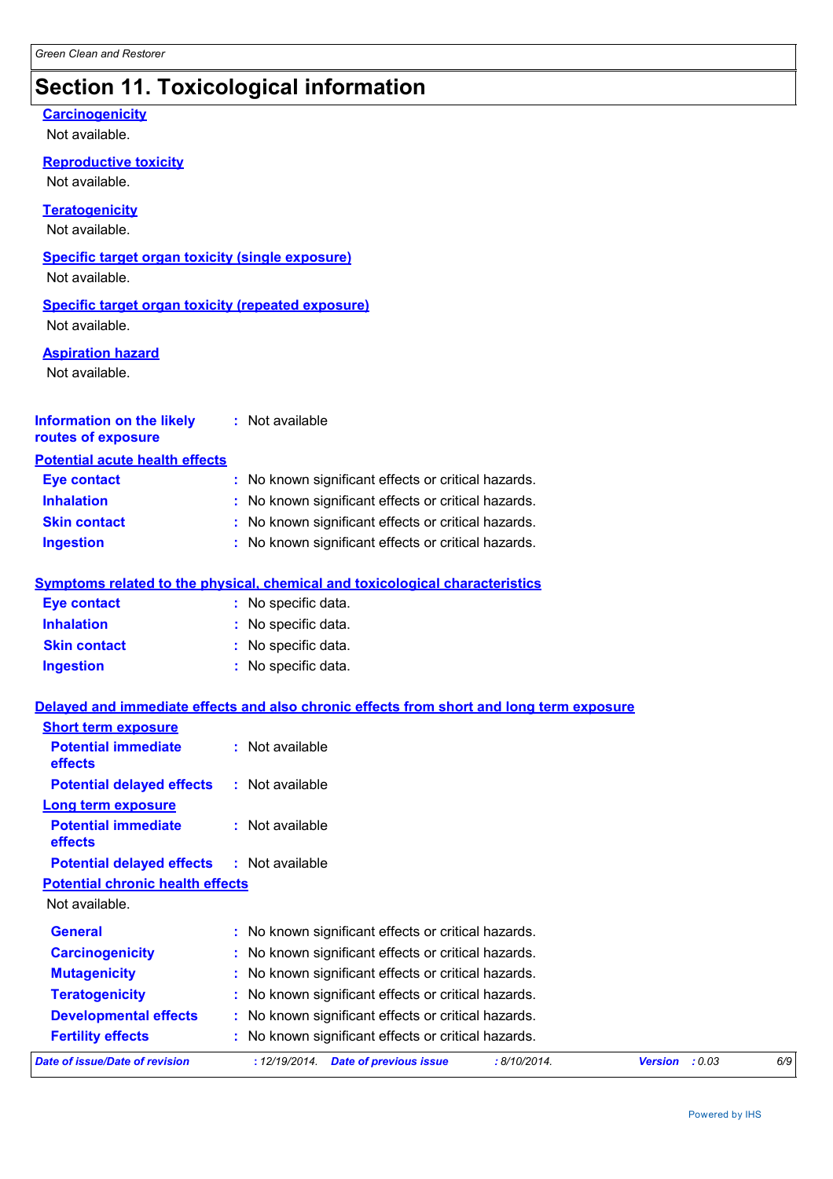# Section 11. Toxicological information

**Carcinogenicity**

Not available.

**Reproductive toxicity**

Not available.

**Teratogenicity**

Not available.

**Specific target organ toxicity (single exposure)**

Not available.

**Specific target organ toxicity (repeated exposure)**

Not available.

**Aspiration hazard**

Not available.

**Information on the likely routes of exposure** : Not available

**Potential acute health effects**

**Eye contact** : No known significant effects or critical hazards.
**Inhalation** : No known significant effects or critical hazards.
**Skin contact** : No known significant effects or critical hazards.
**Ingestion** : No known significant effects or critical hazards.

**Symptoms related to the physical, chemical and toxicological characteristics**

**Eye contact** : No specific data.
**Inhalation** : No specific data.
**Skin contact** : No specific data.
**Ingestion** : No specific data.

**Delayed and immediate effects and also chronic effects from short and long term exposure**

**Short term exposure**

**Potential immediate effects** : Not available
**Potential delayed effects** : Not available

**Long term exposure**

**Potential immediate effects** : Not available
**Potential delayed effects** : Not available

**Potential chronic health effects**

Not available.

**General** : No known significant effects or critical hazards.
**Carcinogenicity** : No known significant effects or critical hazards.
**Mutagenicity** : No known significant effects or critical hazards.
**Teratogenicity** : No known significant effects or critical hazards.
**Developmental effects** : No known significant effects or critical hazards.
**Fertility effects** : No known significant effects or critical hazards.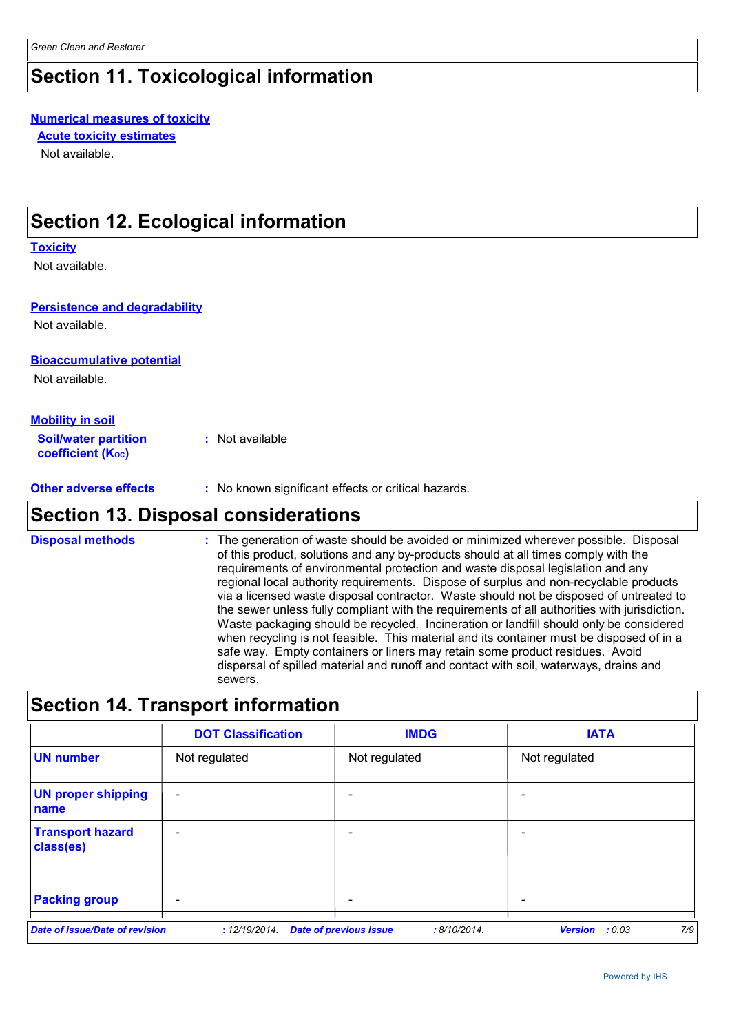## Section 11. Toxicological information

**Numerical measures of toxicity**

**Acute toxicity estimates**

Not available.

## Section 12. Ecological information

**Toxicity**

Not available.

**Persistence and degradability**

Not available.

**Bioaccumulative potential**

Not available.

**Mobility in soil**

**Soil/water partition coefficient ($K_{OC}$)** : Not available

**Other adverse effects** : No known significant effects or critical hazards.

## Section 13. Disposal considerations

**Disposal methods** : The generation of waste should be avoided or minimized wherever possible. Disposal of this product, solutions and any by-products should at all times comply with the requirements of environmental protection and waste disposal legislation and any regional local authority requirements. Dispose of surplus and non-recyclable products via a licensed waste disposal contractor. Waste should not be disposed of untreated to the sewer unless fully compliant with the requirements of all authorities with jurisdiction. Waste packaging should be recycled. Incineration or landfill should only be considered when recycling is not feasible. This material and its container must be disposed of in a safe way. Empty containers or liners may retain some product residues. Avoid dispersal of spilled material and runoff and contact with soil, waterways, drains and sewers.

## Section 14. Transport information

| | DOT Classification | IMDG | IATA |
|---|---|---|---|
| **UN number** | Not regulated | Not regulated | Not regulated |
| **UN proper shipping name** | - | - | - |
| **Transport hazard class(es)** | - | - | - |
| **Packing group** | - | - | - |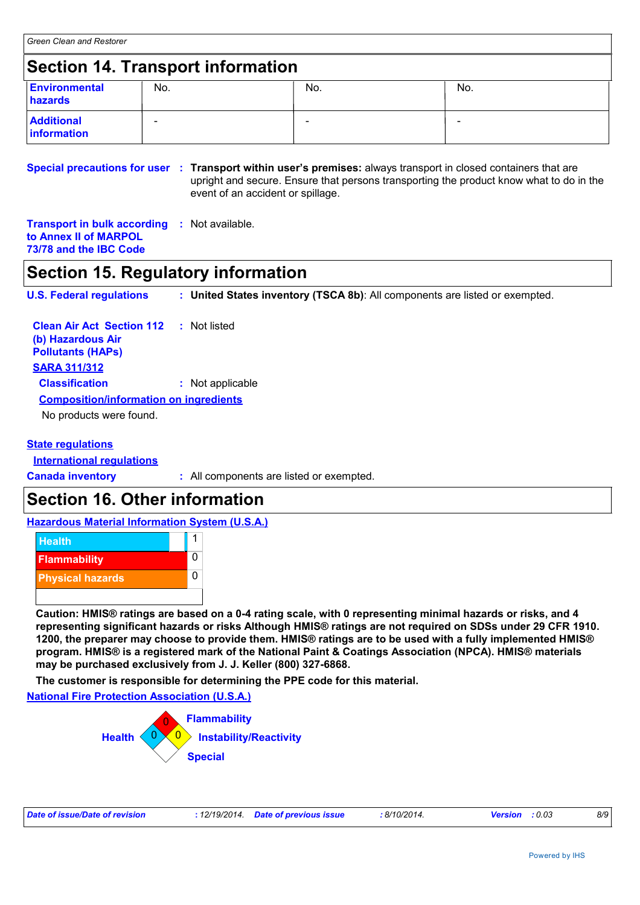## Section 14. Transport information

| | | | |
|---|---|---|---|
| **Environmental hazards** | No. | No. | No. |
| **Additional information** | - | - | - |

**Special precautions for user** : **Transport within user's premises:** always transport in closed containers that are upright and secure. Ensure that persons transporting the product know what to do in the event of an accident or spillage.

**Transport in bulk according to Annex II of MARPOL 73/78 and the IBC Code** : Not available.

## Section 15. Regulatory information

**U.S. Federal regulations** : **United States inventory (TSCA 8b)**: All components are listed or exempted.

**Clean Air Act Section 112 (b) Hazardous Air Pollutants (HAPs)** : Not listed

**SARA 311/312**

**Classification** : Not applicable

**Composition/information on ingredients**

No products were found.

**State regulations**

**International regulations**

**Canada inventory** : All components are listed or exempted.

## Section 16. Other information

**Hazardous Material Information System (U.S.A.)**

| | |
|---|---|
| Health | 1 |
| Flammability | 0 |
| Physical hazards | 0 |

**Caution: HMIS® ratings are based on a 0-4 rating scale, with 0 representing minimal hazards or risks, and 4 representing significant hazards or risks Although HMIS® ratings are not required on SDSs under 29 CFR 1910. 1200, the preparer may choose to provide them. HMIS® ratings are to be used with a fully implemented HMIS® program. HMIS® is a registered mark of the National Paint & Coatings Association (NPCA). HMIS® materials may be purchased exclusively from J. J. Keller (800) 327-6868.**

**The customer is responsible for determining the PPE code for this material.**

**National Fire Protection Association (U.S.A.)**

| | |
|---|---|
| Flammability | 0 |
| Health | 0 |
| Instability/Reactivity | 0 |
| Special | |

*Date of issue/Date of revision* : 12/19/2014. *Date of previous issue* : 8/10/2014. *Version* : 0.03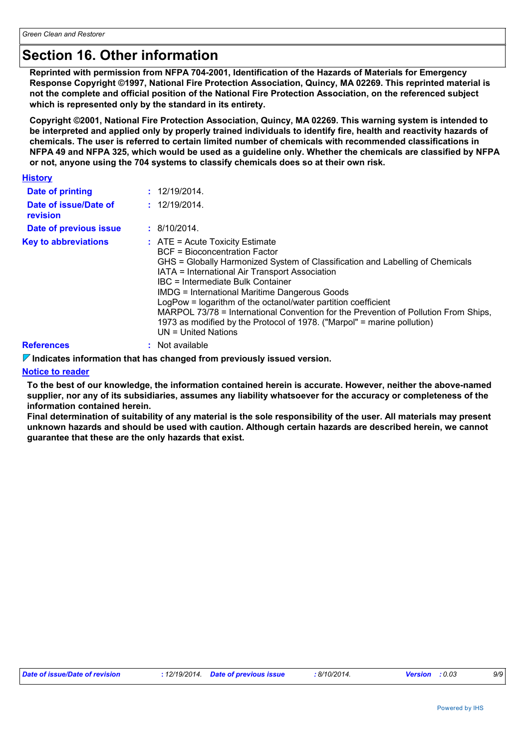# Section 16. Other information

**Reprinted with permission from NFPA 704-2001, Identification of the Hazards of Materials for Emergency Response Copyright ©1997, National Fire Protection Association, Quincy, MA 02269. This reprinted material is not the complete and official position of the National Fire Protection Association, on the referenced subject which is represented only by the standard in its entirety.**

**Copyright ©2001, National Fire Protection Association, Quincy, MA 02269. This warning system is intended to be interpreted and applied only by properly trained individuals to identify fire, health and reactivity hazards of chemicals. The user is referred to certain limited number of chemicals with recommended classifications in NFPA 49 and NFPA 325, which would be used as a guideline only. Whether the chemicals are classified by NFPA or not, anyone using the 704 systems to classify chemicals does so at their own risk.**

## History

**Date of printing** : 12/19/2014.

**Date of issue/Date of revision** : 12/19/2014.

**Date of previous issue** : 8/10/2014.

**Key to abbreviations** :
ATE = Acute Toxicity Estimate
BCF = Bioconcentration Factor
GHS = Globally Harmonized System of Classification and Labelling of Chemicals
IATA = International Air Transport Association
IBC = Intermediate Bulk Container
IMDG = International Maritime Dangerous Goods
LogPow = logarithm of the octanol/water partition coefficient
MARPOL 73/78 = International Convention for the Prevention of Pollution From Ships, 1973 as modified by the Protocol of 1978. ("Marpol" = marine pollution)
UN = United Nations

**References** : Not available

**Indicates information that has changed from previously issued version.**

## Notice to reader

**To the best of our knowledge, the information contained herein is accurate. However, neither the above-named supplier, nor any of its subsidiaries, assumes any liability whatsoever for the accuracy or completeness of the information contained herein.**
**Final determination of suitability of any material is the sole responsibility of the user. All materials may present unknown hazards and should be used with caution. Although certain hazards are described herein, we cannot guarantee that these are the only hazards that exist.**